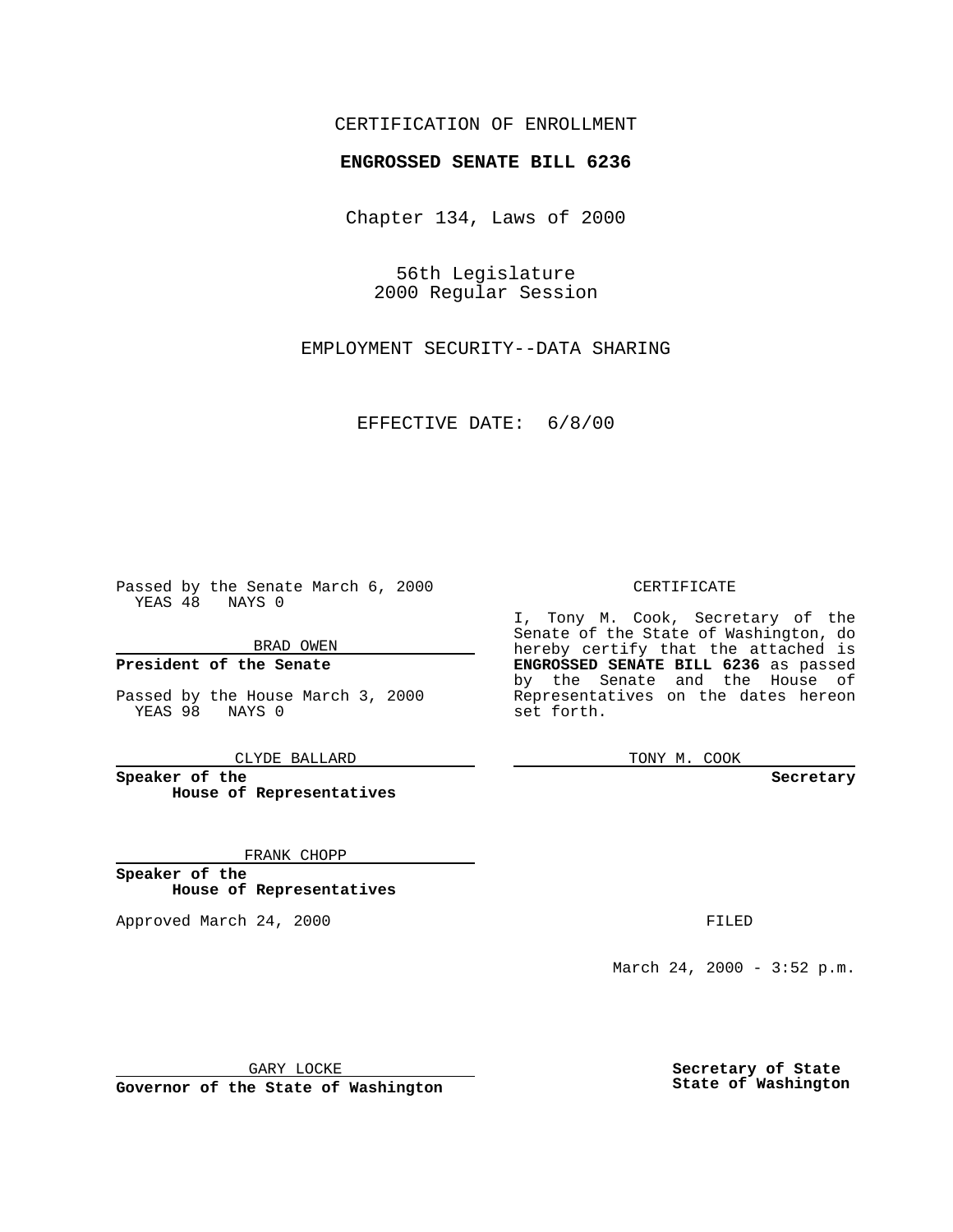CERTIFICATION OF ENROLLMENT

**ENGROSSED SENATE BILL 6236**

Chapter 134, Laws of 2000

56th Legislature
2000 Regular Session

EMPLOYMENT SECURITY--DATA SHARING

EFFECTIVE DATE: 6/8/00

Passed by the Senate March 6, 2000
YEAS 48 NAYS 0

BRAD OWEN

**President of the Senate**

Passed by the House March 3, 2000
YEAS 98 NAYS 0

CLYDE BALLARD

**Speaker of the House of Representatives**

FRANK CHOPP

**Speaker of the House of Representatives**

Approved March 24, 2000

GARY LOCKE

**Governor of the State of Washington**

CERTIFICATE

I, Tony M. Cook, Secretary of the Senate of the State of Washington, do hereby certify that the attached is **ENGROSSED SENATE BILL 6236** as passed by the Senate and the House of Representatives on the dates hereon set forth.

TONY M. COOK

**Secretary**

FILED

March 24, 2000 - 3:52 p.m.

**Secretary of State**
**State of Washington**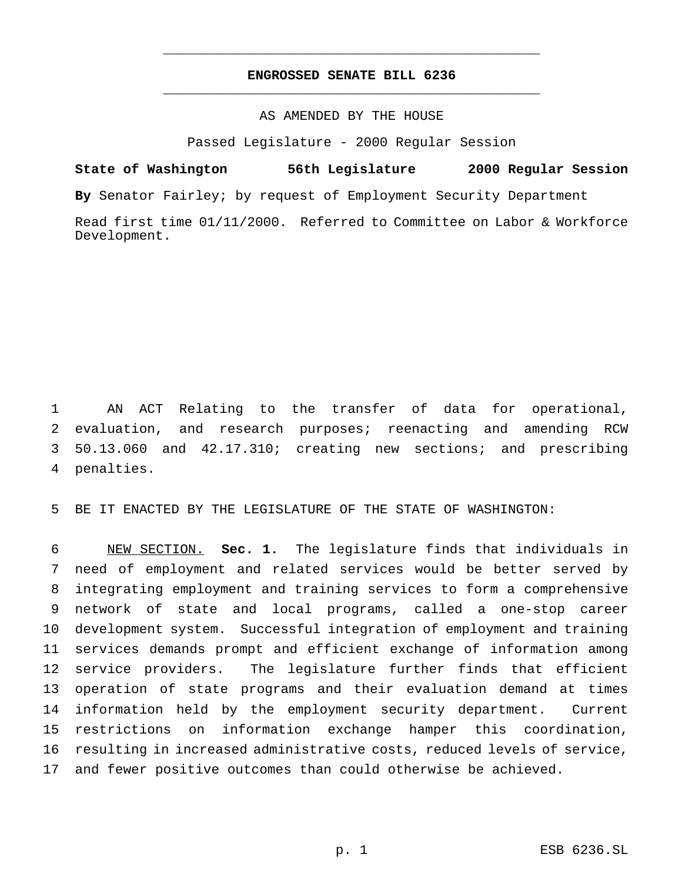# ENGROSSED SENATE BILL 6236

AS AMENDED BY THE HOUSE

Passed Legislature - 2000 Regular Session

**State of Washington 56th Legislature 2000 Regular Session**

**By** Senator Fairley; by request of Employment Security Department

Read first time 01/11/2000. Referred to Committee on Labor & Workforce Development.

1 AN ACT Relating to the transfer of data for operational,
2 evaluation, and research purposes; reenacting and amending RCW
3 50.13.060 and 42.17.310; creating new sections; and prescribing
4 penalties.

5 BE IT ENACTED BY THE LEGISLATURE OF THE STATE OF WASHINGTON:

6 NEW SECTION. **Sec. 1.** The legislature finds that individuals in
7 need of employment and related services would be better served by
8 integrating employment and training services to form a comprehensive
9 network of state and local programs, called a one-stop career
10 development system. Successful integration of employment and training
11 services demands prompt and efficient exchange of information among
12 service providers. The legislature further finds that efficient
13 operation of state programs and their evaluation demand at times
14 information held by the employment security department. Current
15 restrictions on information exchange hamper this coordination,
16 resulting in increased administrative costs, reduced levels of service,
17 and fewer positive outcomes than could otherwise be achieved.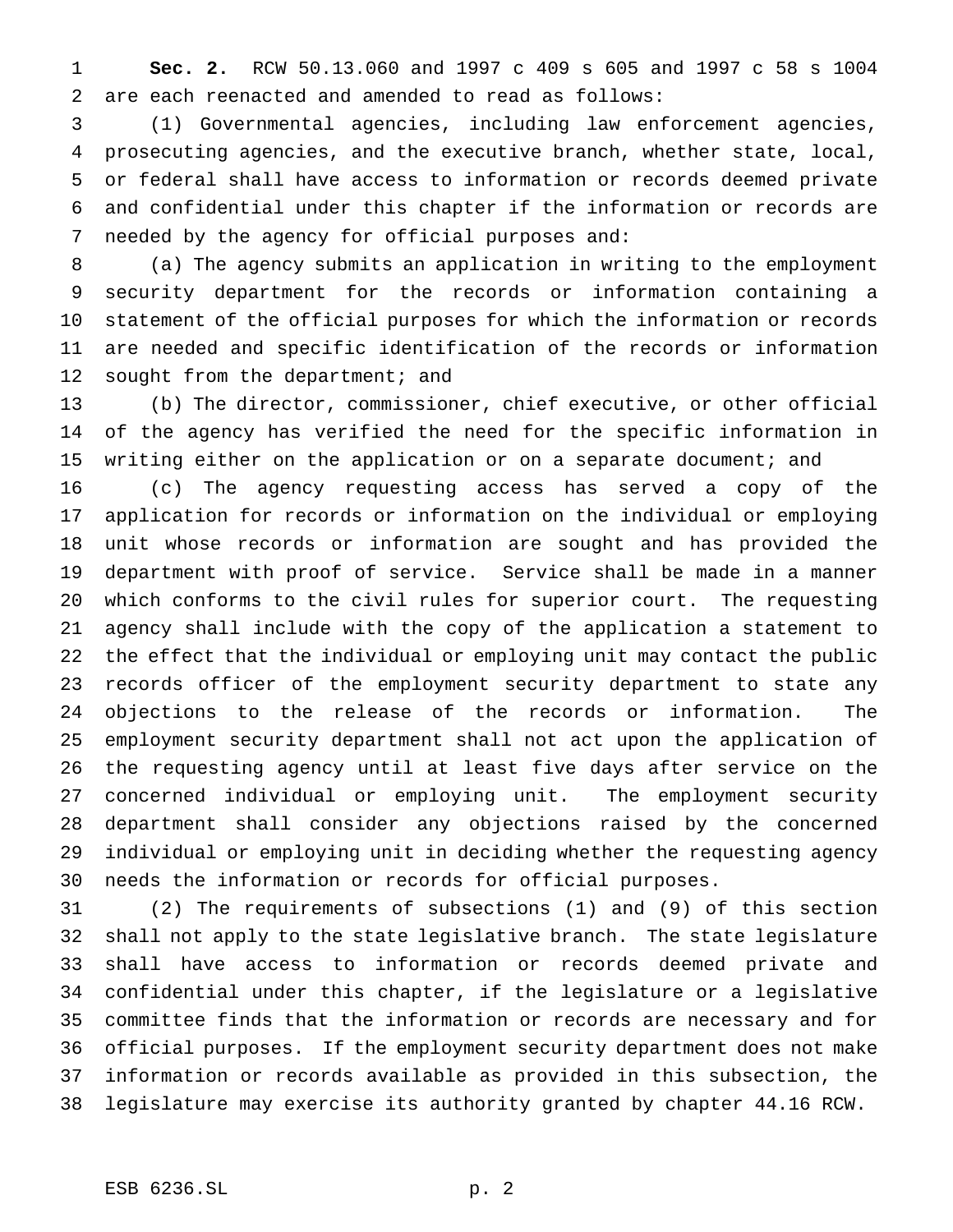**Sec. 2.** RCW 50.13.060 and 1997 c 409 s 605 and 1997 c 58 s 1004 are each reenacted and amended to read as follows:

(1) Governmental agencies, including law enforcement agencies, prosecuting agencies, and the executive branch, whether state, local, or federal shall have access to information or records deemed private and confidential under this chapter if the information or records are needed by the agency for official purposes and:

(a) The agency submits an application in writing to the employment security department for the records or information containing a statement of the official purposes for which the information or records are needed and specific identification of the records or information sought from the department; and

(b) The director, commissioner, chief executive, or other official of the agency has verified the need for the specific information in writing either on the application or on a separate document; and

(c) The agency requesting access has served a copy of the application for records or information on the individual or employing unit whose records or information are sought and has provided the department with proof of service. Service shall be made in a manner which conforms to the civil rules for superior court. The requesting agency shall include with the copy of the application a statement to the effect that the individual or employing unit may contact the public records officer of the employment security department to state any objections to the release of the records or information. The employment security department shall not act upon the application of the requesting agency until at least five days after service on the concerned individual or employing unit. The employment security department shall consider any objections raised by the concerned individual or employing unit in deciding whether the requesting agency needs the information or records for official purposes.

(2) The requirements of subsections (1) and (9) of this section shall not apply to the state legislative branch. The state legislature shall have access to information or records deemed private and confidential under this chapter, if the legislature or a legislative committee finds that the information or records are necessary and for official purposes. If the employment security department does not make information or records available as provided in this subsection, the legislature may exercise its authority granted by chapter 44.16 RCW.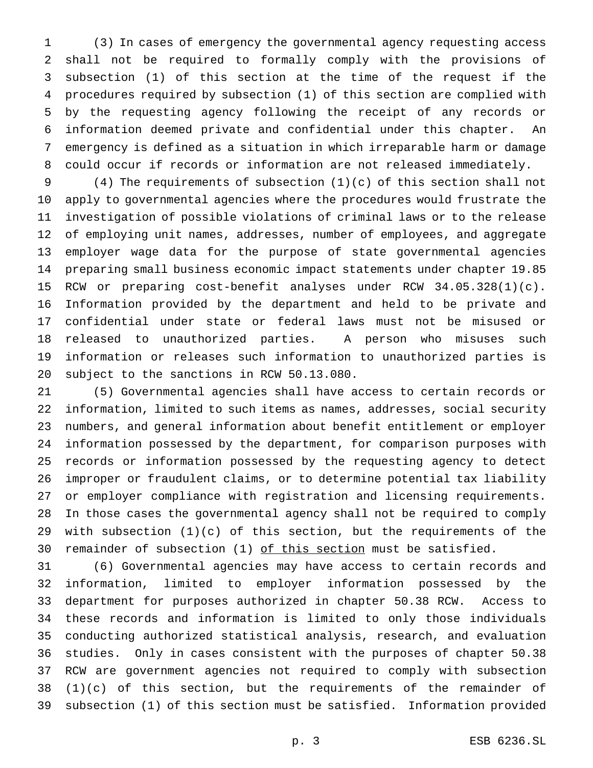(3) In cases of emergency the governmental agency requesting access shall not be required to formally comply with the provisions of subsection (1) of this section at the time of the request if the procedures required by subsection (1) of this section are complied with by the requesting agency following the receipt of any records or information deemed private and confidential under this chapter. An emergency is defined as a situation in which irreparable harm or damage could occur if records or information are not released immediately.

(4) The requirements of subsection (1)(c) of this section shall not apply to governmental agencies where the procedures would frustrate the investigation of possible violations of criminal laws or to the release of employing unit names, addresses, number of employees, and aggregate employer wage data for the purpose of state governmental agencies preparing small business economic impact statements under chapter 19.85 RCW or preparing cost-benefit analyses under RCW 34.05.328(1)(c). Information provided by the department and held to be private and confidential under state or federal laws must not be misused or released to unauthorized parties. A person who misuses such information or releases such information to unauthorized parties is subject to the sanctions in RCW 50.13.080.

(5) Governmental agencies shall have access to certain records or information, limited to such items as names, addresses, social security numbers, and general information about benefit entitlement or employer information possessed by the department, for comparison purposes with records or information possessed by the requesting agency to detect improper or fraudulent claims, or to determine potential tax liability or employer compliance with registration and licensing requirements. In those cases the governmental agency shall not be required to comply with subsection (1)(c) of this section, but the requirements of the remainder of subsection (1) of this section must be satisfied.

(6) Governmental agencies may have access to certain records and information, limited to employer information possessed by the department for purposes authorized in chapter 50.38 RCW. Access to these records and information is limited to only those individuals conducting authorized statistical analysis, research, and evaluation studies. Only in cases consistent with the purposes of chapter 50.38 RCW are government agencies not required to comply with subsection (1)(c) of this section, but the requirements of the remainder of subsection (1) of this section must be satisfied. Information provided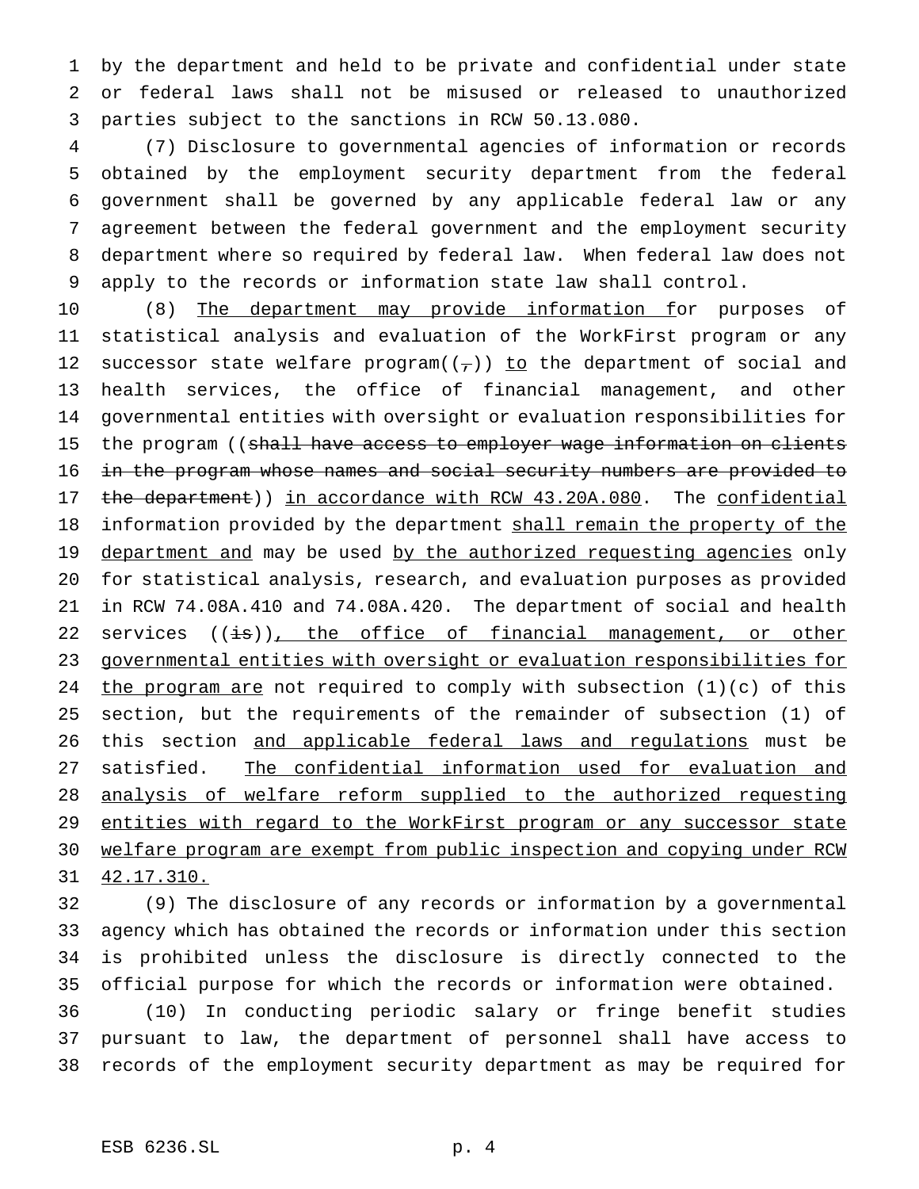by the department and held to be private and confidential under state or federal laws shall not be misused or released to unauthorized parties subject to the sanctions in RCW 50.13.080.

(7) Disclosure to governmental agencies of information or records obtained by the employment security department from the federal government shall be governed by any applicable federal law or any agreement between the federal government and the employment security department where so required by federal law. When federal law does not apply to the records or information state law shall control.

(8) The department may provide information for purposes of statistical analysis and evaluation of the WorkFirst program or any successor state welfare program((,)) to the department of social and health services, the office of financial management, and other governmental entities with oversight or evaluation responsibilities for the program ((shall have access to employer wage information on clients in the program whose names and social security numbers are provided to the department)) in accordance with RCW 43.20A.080. The confidential information provided by the department shall remain the property of the department and may be used by the authorized requesting agencies only for statistical analysis, research, and evaluation purposes as provided in RCW 74.08A.410 and 74.08A.420. The department of social and health services ((is)), the office of financial management, or other governmental entities with oversight or evaluation responsibilities for the program are not required to comply with subsection (1)(c) of this section, but the requirements of the remainder of subsection (1) of this section and applicable federal laws and regulations must be satisfied. The confidential information used for evaluation and analysis of welfare reform supplied to the authorized requesting entities with regard to the WorkFirst program or any successor state welfare program are exempt from public inspection and copying under RCW 42.17.310.

(9) The disclosure of any records or information by a governmental agency which has obtained the records or information under this section is prohibited unless the disclosure is directly connected to the official purpose for which the records or information were obtained.

(10) In conducting periodic salary or fringe benefit studies pursuant to law, the department of personnel shall have access to records of the employment security department as may be required for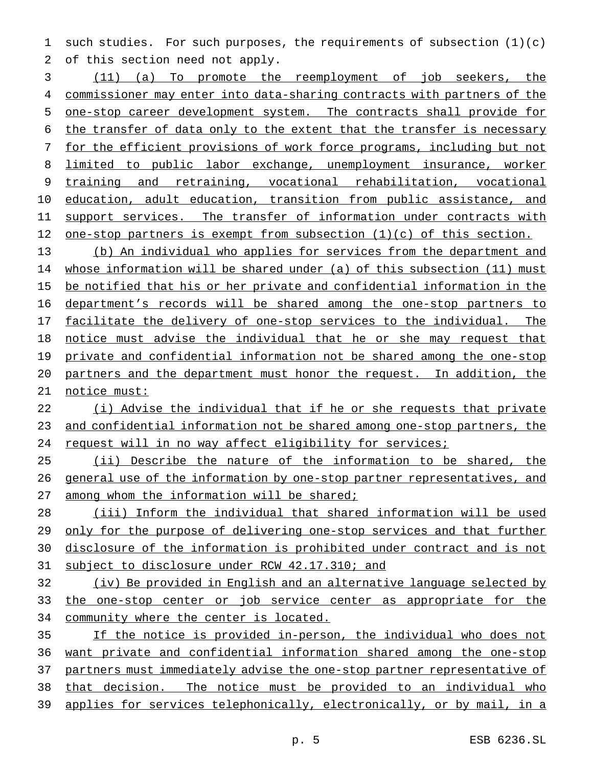such studies. For such purposes, the requirements of subsection (1)(c) of this section need not apply.

(11) (a) To promote the reemployment of job seekers, the commissioner may enter into data-sharing contracts with partners of the one-stop career development system. The contracts shall provide for the transfer of data only to the extent that the transfer is necessary for the efficient provisions of work force programs, including but not limited to public labor exchange, unemployment insurance, worker training and retraining, vocational rehabilitation, vocational education, adult education, transition from public assistance, and support services. The transfer of information under contracts with one-stop partners is exempt from subsection (1)(c) of this section.

(b) An individual who applies for services from the department and whose information will be shared under (a) of this subsection (11) must be notified that his or her private and confidential information in the department's records will be shared among the one-stop partners to facilitate the delivery of one-stop services to the individual. The notice must advise the individual that he or she may request that private and confidential information not be shared among the one-stop partners and the department must honor the request. In addition, the notice must:

(i) Advise the individual that if he or she requests that private and confidential information not be shared among one-stop partners, the request will in no way affect eligibility for services;

(ii) Describe the nature of the information to be shared, the general use of the information by one-stop partner representatives, and among whom the information will be shared;

(iii) Inform the individual that shared information will be used only for the purpose of delivering one-stop services and that further disclosure of the information is prohibited under contract and is not subject to disclosure under RCW 42.17.310; and

(iv) Be provided in English and an alternative language selected by the one-stop center or job service center as appropriate for the community where the center is located.

If the notice is provided in-person, the individual who does not want private and confidential information shared among the one-stop partners must immediately advise the one-stop partner representative of that decision. The notice must be provided to an individual who applies for services telephonically, electronically, or by mail, in a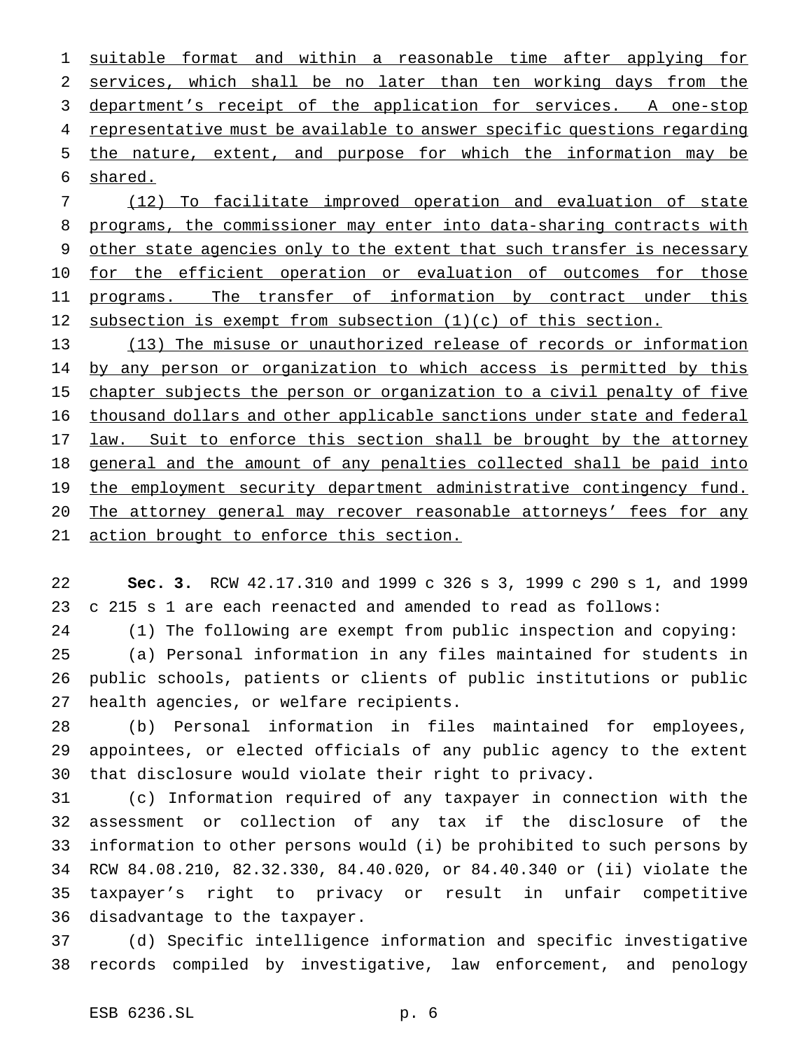suitable format and within a reasonable time after applying for services, which shall be no later than ten working days from the department's receipt of the application for services. A one-stop representative must be available to answer specific questions regarding the nature, extent, and purpose for which the information may be shared.

(12) To facilitate improved operation and evaluation of state programs, the commissioner may enter into data-sharing contracts with other state agencies only to the extent that such transfer is necessary for the efficient operation or evaluation of outcomes for those programs. The transfer of information by contract under this subsection is exempt from subsection (1)(c) of this section.

(13) The misuse or unauthorized release of records or information by any person or organization to which access is permitted by this chapter subjects the person or organization to a civil penalty of five thousand dollars and other applicable sanctions under state and federal law. Suit to enforce this section shall be brought by the attorney general and the amount of any penalties collected shall be paid into the employment security department administrative contingency fund. The attorney general may recover reasonable attorneys' fees for any action brought to enforce this section.

**Sec. 3.** RCW 42.17.310 and 1999 c 326 s 3, 1999 c 290 s 1, and 1999 c 215 s 1 are each reenacted and amended to read as follows:

(1) The following are exempt from public inspection and copying:

(a) Personal information in any files maintained for students in public schools, patients or clients of public institutions or public health agencies, or welfare recipients.

(b) Personal information in files maintained for employees, appointees, or elected officials of any public agency to the extent that disclosure would violate their right to privacy.

(c) Information required of any taxpayer in connection with the assessment or collection of any tax if the disclosure of the information to other persons would (i) be prohibited to such persons by RCW 84.08.210, 82.32.330, 84.40.020, or 84.40.340 or (ii) violate the taxpayer's right to privacy or result in unfair competitive disadvantage to the taxpayer.

(d) Specific intelligence information and specific investigative records compiled by investigative, law enforcement, and penology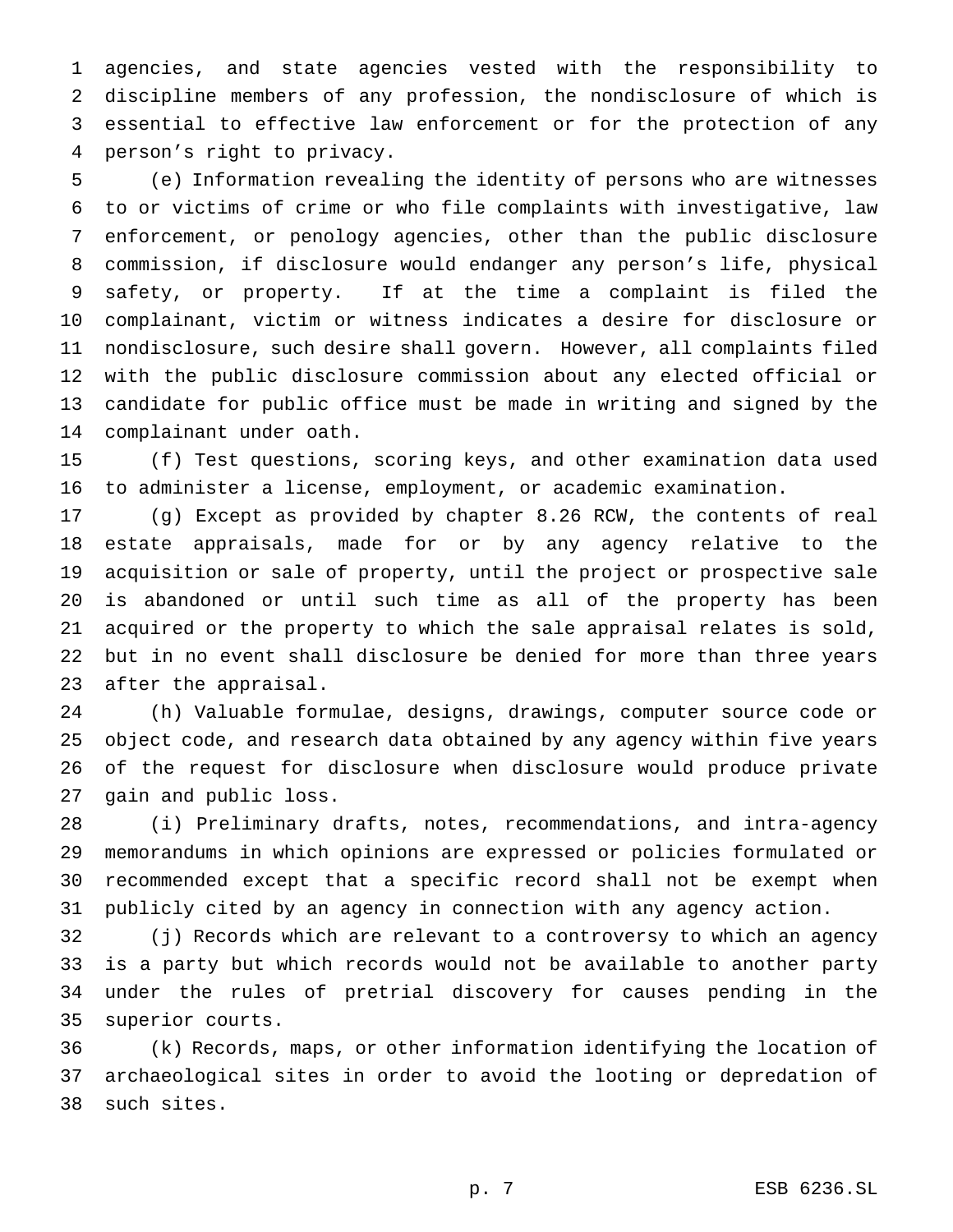agencies, and state agencies vested with the responsibility to discipline members of any profession, the nondisclosure of which is essential to effective law enforcement or for the protection of any person's right to privacy.

(e) Information revealing the identity of persons who are witnesses to or victims of crime or who file complaints with investigative, law enforcement, or penology agencies, other than the public disclosure commission, if disclosure would endanger any person's life, physical safety, or property. If at the time a complaint is filed the complainant, victim or witness indicates a desire for disclosure or nondisclosure, such desire shall govern. However, all complaints filed with the public disclosure commission about any elected official or candidate for public office must be made in writing and signed by the complainant under oath.

(f) Test questions, scoring keys, and other examination data used to administer a license, employment, or academic examination.

(g) Except as provided by chapter 8.26 RCW, the contents of real estate appraisals, made for or by any agency relative to the acquisition or sale of property, until the project or prospective sale is abandoned or until such time as all of the property has been acquired or the property to which the sale appraisal relates is sold, but in no event shall disclosure be denied for more than three years after the appraisal.

(h) Valuable formulae, designs, drawings, computer source code or object code, and research data obtained by any agency within five years of the request for disclosure when disclosure would produce private gain and public loss.

(i) Preliminary drafts, notes, recommendations, and intra-agency memorandums in which opinions are expressed or policies formulated or recommended except that a specific record shall not be exempt when publicly cited by an agency in connection with any agency action.

(j) Records which are relevant to a controversy to which an agency is a party but which records would not be available to another party under the rules of pretrial discovery for causes pending in the superior courts.

(k) Records, maps, or other information identifying the location of archaeological sites in order to avoid the looting or depredation of such sites.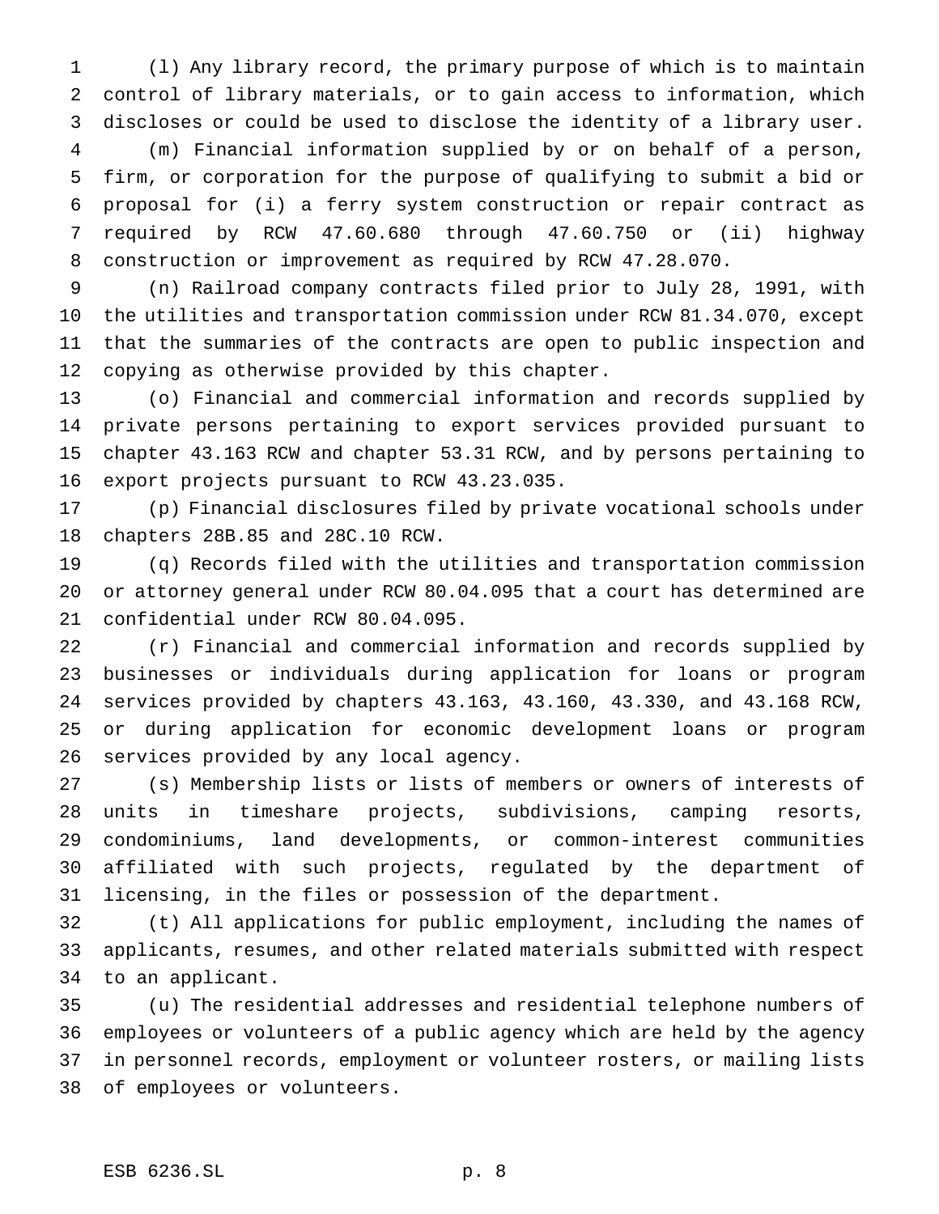(l) Any library record, the primary purpose of which is to maintain control of library materials, or to gain access to information, which discloses or could be used to disclose the identity of a library user.

(m) Financial information supplied by or on behalf of a person, firm, or corporation for the purpose of qualifying to submit a bid or proposal for (i) a ferry system construction or repair contract as required by RCW 47.60.680 through 47.60.750 or (ii) highway construction or improvement as required by RCW 47.28.070.

(n) Railroad company contracts filed prior to July 28, 1991, with the utilities and transportation commission under RCW 81.34.070, except that the summaries of the contracts are open to public inspection and copying as otherwise provided by this chapter.

(o) Financial and commercial information and records supplied by private persons pertaining to export services provided pursuant to chapter 43.163 RCW and chapter 53.31 RCW, and by persons pertaining to export projects pursuant to RCW 43.23.035.

(p) Financial disclosures filed by private vocational schools under chapters 28B.85 and 28C.10 RCW.

(q) Records filed with the utilities and transportation commission or attorney general under RCW 80.04.095 that a court has determined are confidential under RCW 80.04.095.

(r) Financial and commercial information and records supplied by businesses or individuals during application for loans or program services provided by chapters 43.163, 43.160, 43.330, and 43.168 RCW, or during application for economic development loans or program services provided by any local agency.

(s) Membership lists or lists of members or owners of interests of units in timeshare projects, subdivisions, camping resorts, condominiums, land developments, or common-interest communities affiliated with such projects, regulated by the department of licensing, in the files or possession of the department.

(t) All applications for public employment, including the names of applicants, resumes, and other related materials submitted with respect to an applicant.

(u) The residential addresses and residential telephone numbers of employees or volunteers of a public agency which are held by the agency in personnel records, employment or volunteer rosters, or mailing lists of employees or volunteers.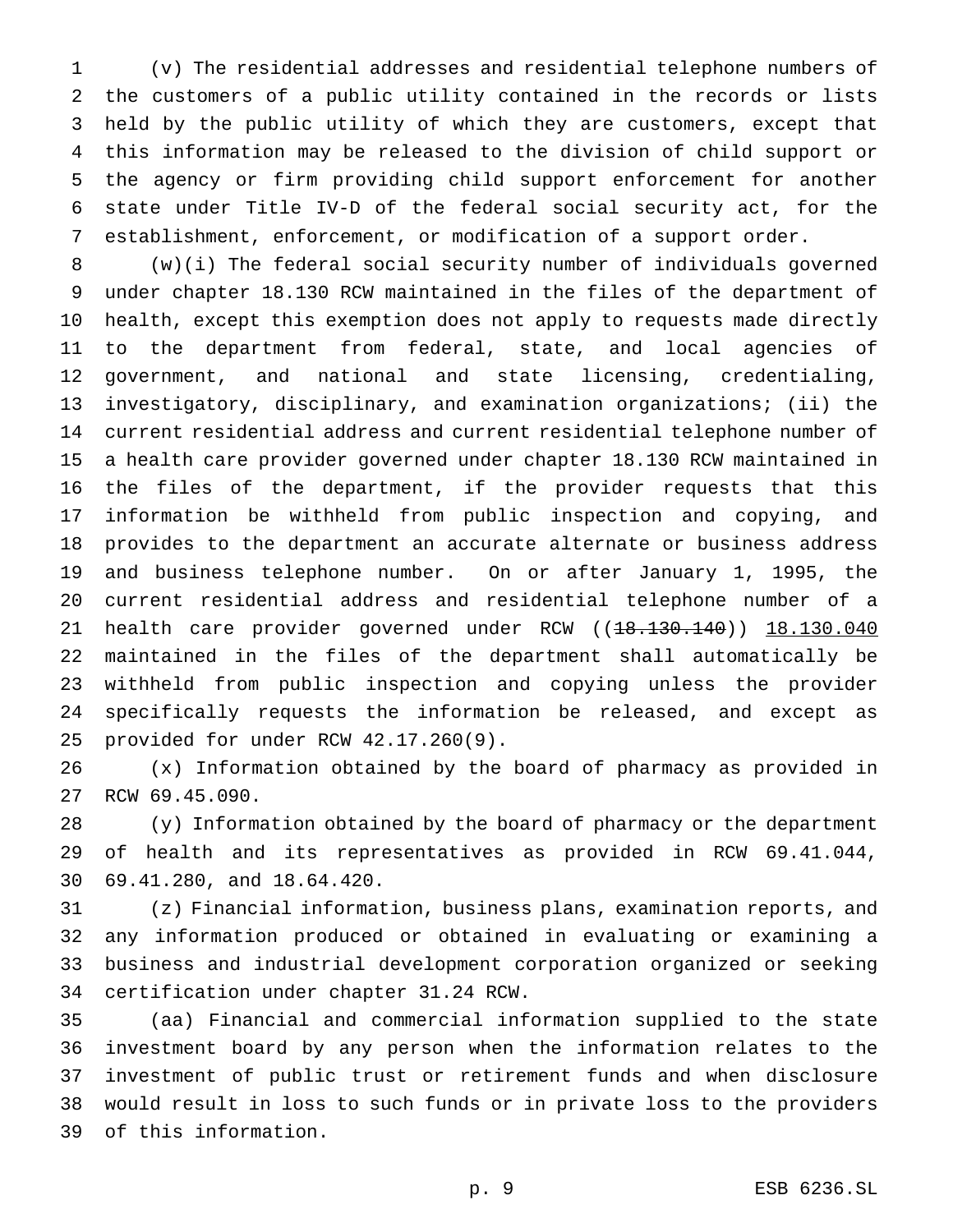(v) The residential addresses and residential telephone numbers of the customers of a public utility contained in the records or lists held by the public utility of which they are customers, except that this information may be released to the division of child support or the agency or firm providing child support enforcement for another state under Title IV-D of the federal social security act, for the establishment, enforcement, or modification of a support order.

(w)(i) The federal social security number of individuals governed under chapter 18.130 RCW maintained in the files of the department of health, except this exemption does not apply to requests made directly to the department from federal, state, and local agencies of government, and national and state licensing, credentialing, investigatory, disciplinary, and examination organizations; (ii) the current residential address and current residential telephone number of a health care provider governed under chapter 18.130 RCW maintained in the files of the department, if the provider requests that this information be withheld from public inspection and copying, and provides to the department an accurate alternate or business address and business telephone number. On or after January 1, 1995, the current residential address and residential telephone number of a health care provider governed under RCW ((~~18.130.140~~)) <u>18.130.040</u> maintained in the files of the department shall automatically be withheld from public inspection and copying unless the provider specifically requests the information be released, and except as provided for under RCW 42.17.260(9).

(x) Information obtained by the board of pharmacy as provided in RCW 69.45.090.

(y) Information obtained by the board of pharmacy or the department of health and its representatives as provided in RCW 69.41.044, 69.41.280, and 18.64.420.

(z) Financial information, business plans, examination reports, and any information produced or obtained in evaluating or examining a business and industrial development corporation organized or seeking certification under chapter 31.24 RCW.

(aa) Financial and commercial information supplied to the state investment board by any person when the information relates to the investment of public trust or retirement funds and when disclosure would result in loss to such funds or in private loss to the providers of this information.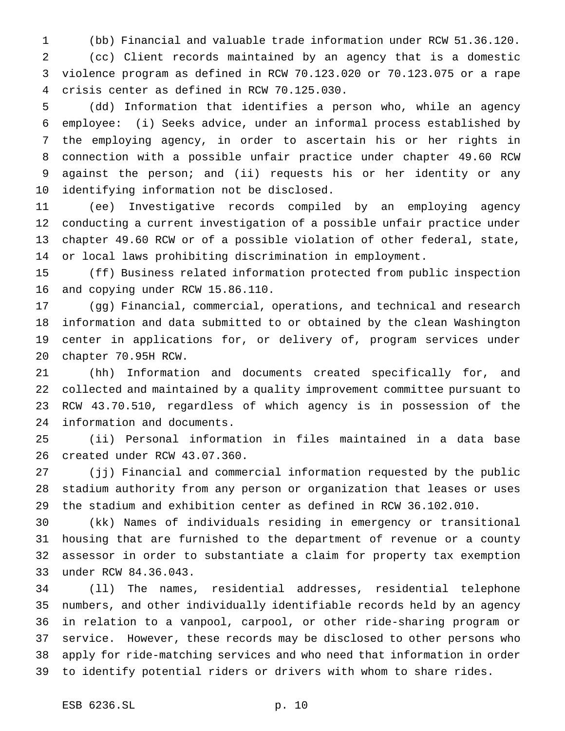(bb) Financial and valuable trade information under RCW 51.36.120.

(cc) Client records maintained by an agency that is a domestic violence program as defined in RCW 70.123.020 or 70.123.075 or a rape crisis center as defined in RCW 70.125.030.

(dd) Information that identifies a person who, while an agency employee: (i) Seeks advice, under an informal process established by the employing agency, in order to ascertain his or her rights in connection with a possible unfair practice under chapter 49.60 RCW against the person; and (ii) requests his or her identity or any identifying information not be disclosed.

(ee) Investigative records compiled by an employing agency conducting a current investigation of a possible unfair practice under chapter 49.60 RCW or of a possible violation of other federal, state, or local laws prohibiting discrimination in employment.

(ff) Business related information protected from public inspection and copying under RCW 15.86.110.

(gg) Financial, commercial, operations, and technical and research information and data submitted to or obtained by the clean Washington center in applications for, or delivery of, program services under chapter 70.95H RCW.

(hh) Information and documents created specifically for, and collected and maintained by a quality improvement committee pursuant to RCW 43.70.510, regardless of which agency is in possession of the information and documents.

(ii) Personal information in files maintained in a data base created under RCW 43.07.360.

(jj) Financial and commercial information requested by the public stadium authority from any person or organization that leases or uses the stadium and exhibition center as defined in RCW 36.102.010.

(kk) Names of individuals residing in emergency or transitional housing that are furnished to the department of revenue or a county assessor in order to substantiate a claim for property tax exemption under RCW 84.36.043.

(ll) The names, residential addresses, residential telephone numbers, and other individually identifiable records held by an agency in relation to a vanpool, carpool, or other ride-sharing program or service. However, these records may be disclosed to other persons who apply for ride-matching services and who need that information in order to identify potential riders or drivers with whom to share rides.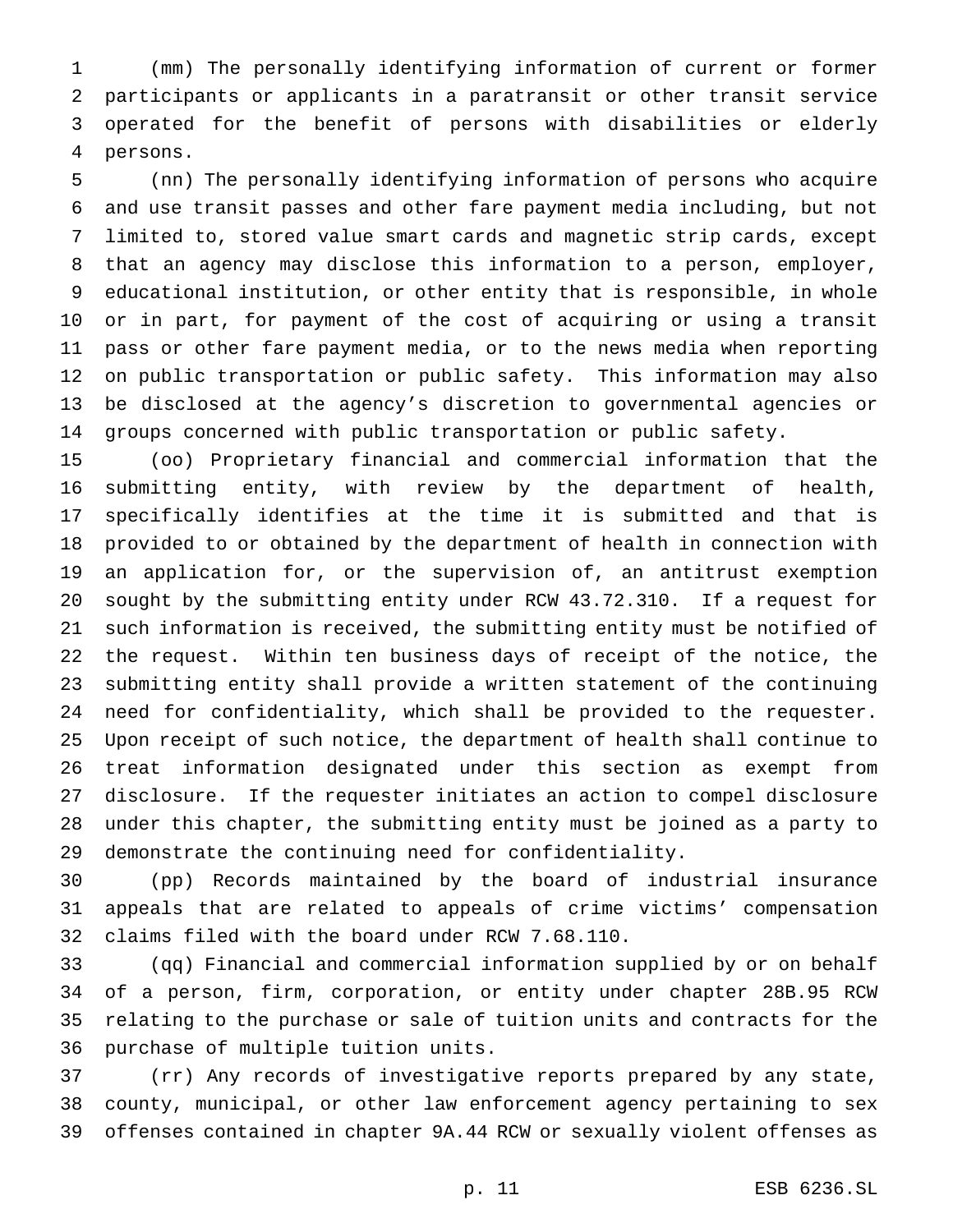(mm) The personally identifying information of current or former participants or applicants in a paratransit or other transit service operated for the benefit of persons with disabilities or elderly persons.

(nn) The personally identifying information of persons who acquire and use transit passes and other fare payment media including, but not limited to, stored value smart cards and magnetic strip cards, except that an agency may disclose this information to a person, employer, educational institution, or other entity that is responsible, in whole or in part, for payment of the cost of acquiring or using a transit pass or other fare payment media, or to the news media when reporting on public transportation or public safety. This information may also be disclosed at the agency's discretion to governmental agencies or groups concerned with public transportation or public safety.

(oo) Proprietary financial and commercial information that the submitting entity, with review by the department of health, specifically identifies at the time it is submitted and that is provided to or obtained by the department of health in connection with an application for, or the supervision of, an antitrust exemption sought by the submitting entity under RCW 43.72.310. If a request for such information is received, the submitting entity must be notified of the request. Within ten business days of receipt of the notice, the submitting entity shall provide a written statement of the continuing need for confidentiality, which shall be provided to the requester. Upon receipt of such notice, the department of health shall continue to treat information designated under this section as exempt from disclosure. If the requester initiates an action to compel disclosure under this chapter, the submitting entity must be joined as a party to demonstrate the continuing need for confidentiality.

(pp) Records maintained by the board of industrial insurance appeals that are related to appeals of crime victims' compensation claims filed with the board under RCW 7.68.110.

(qq) Financial and commercial information supplied by or on behalf of a person, firm, corporation, or entity under chapter 28B.95 RCW relating to the purchase or sale of tuition units and contracts for the purchase of multiple tuition units.

(rr) Any records of investigative reports prepared by any state, county, municipal, or other law enforcement agency pertaining to sex offenses contained in chapter 9A.44 RCW or sexually violent offenses as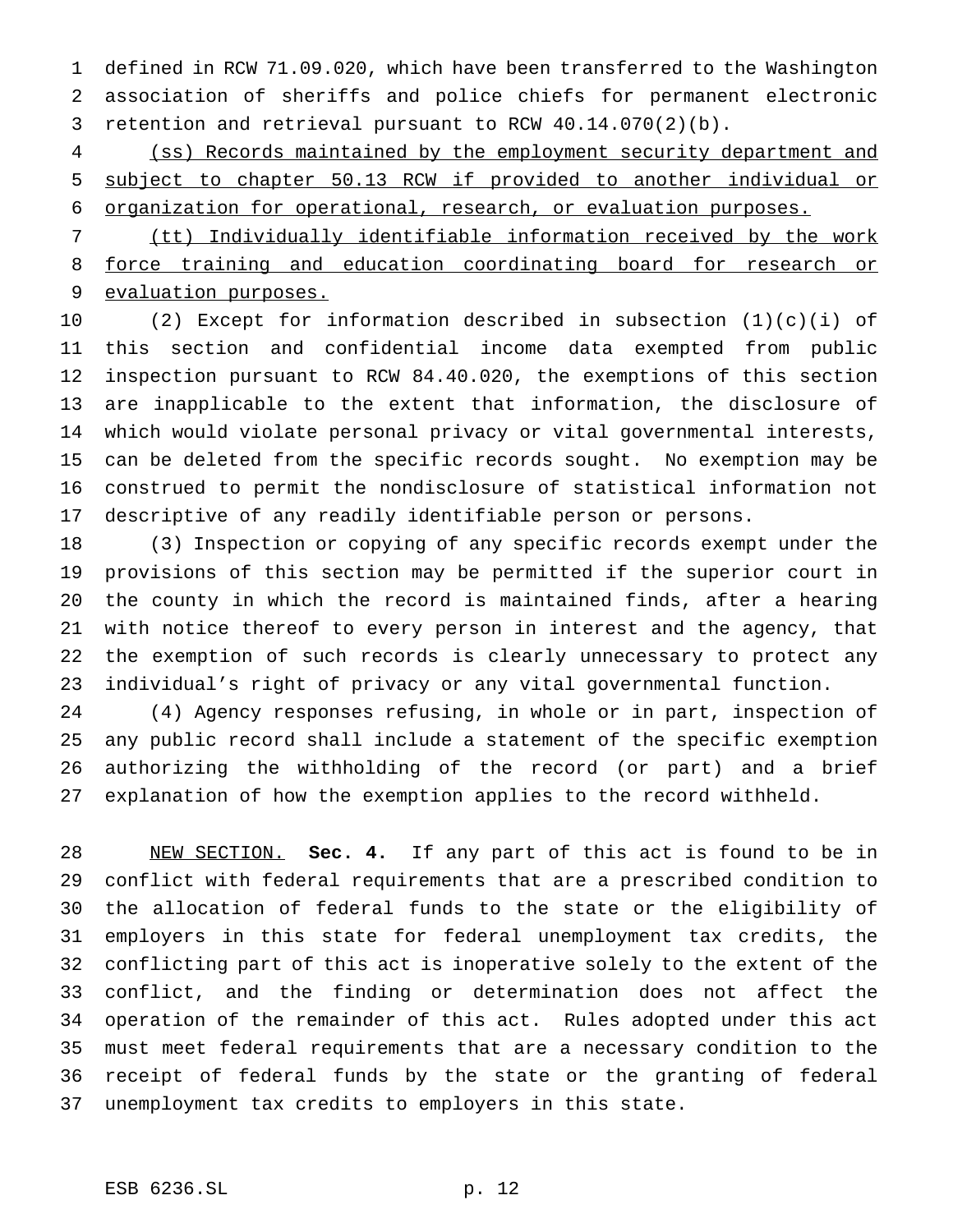defined in RCW 71.09.020, which have been transferred to the Washington association of sheriffs and police chiefs for permanent electronic retention and retrieval pursuant to RCW 40.14.070(2)(b).

<u>(ss) Records maintained by the employment security department and subject to chapter 50.13 RCW if provided to another individual or organization for operational, research, or evaluation purposes.</u>

<u>(tt) Individually identifiable information received by the work force training and education coordinating board for research or evaluation purposes.</u>

(2) Except for information described in subsection (1)(c)(i) of this section and confidential income data exempted from public inspection pursuant to RCW 84.40.020, the exemptions of this section are inapplicable to the extent that information, the disclosure of which would violate personal privacy or vital governmental interests, can be deleted from the specific records sought. No exemption may be construed to permit the nondisclosure of statistical information not descriptive of any readily identifiable person or persons.

(3) Inspection or copying of any specific records exempt under the provisions of this section may be permitted if the superior court in the county in which the record is maintained finds, after a hearing with notice thereof to every person in interest and the agency, that the exemption of such records is clearly unnecessary to protect any individual's right of privacy or any vital governmental function.

(4) Agency responses refusing, in whole or in part, inspection of any public record shall include a statement of the specific exemption authorizing the withholding of the record (or part) and a brief explanation of how the exemption applies to the record withheld.

<u>NEW SECTION.</u> **Sec. 4.** If any part of this act is found to be in conflict with federal requirements that are a prescribed condition to the allocation of federal funds to the state or the eligibility of employers in this state for federal unemployment tax credits, the conflicting part of this act is inoperative solely to the extent of the conflict, and the finding or determination does not affect the operation of the remainder of this act. Rules adopted under this act must meet federal requirements that are a necessary condition to the receipt of federal funds by the state or the granting of federal unemployment tax credits to employers in this state.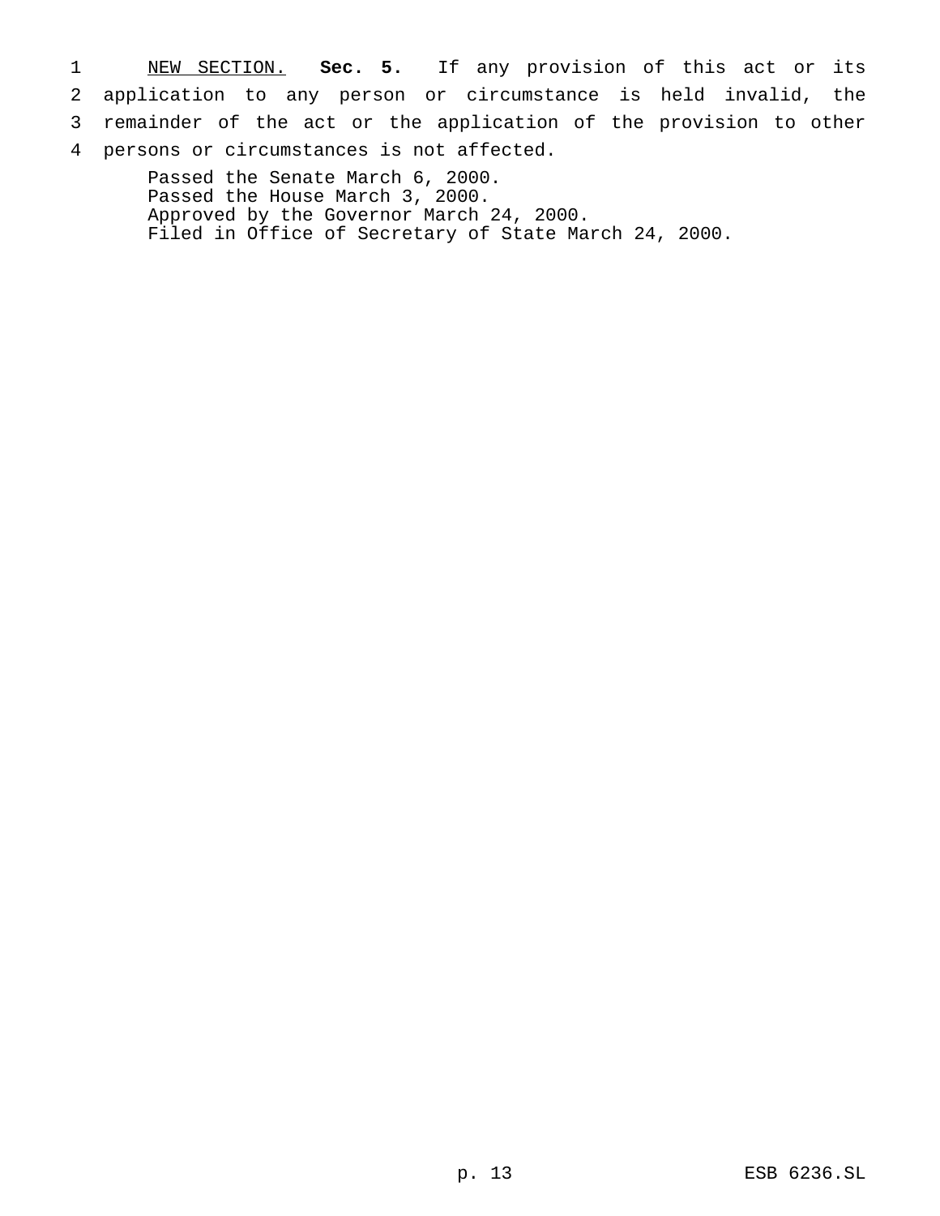<u>NEW SECTION.</u> **Sec. 5.** If any provision of this act or its application to any person or circumstance is held invalid, the remainder of the act or the application of the provision to other persons or circumstances is not affected.

Passed the Senate March 6, 2000.
Passed the House March 3, 2000.
Approved by the Governor March 24, 2000.
Filed in Office of Secretary of State March 24, 2000.